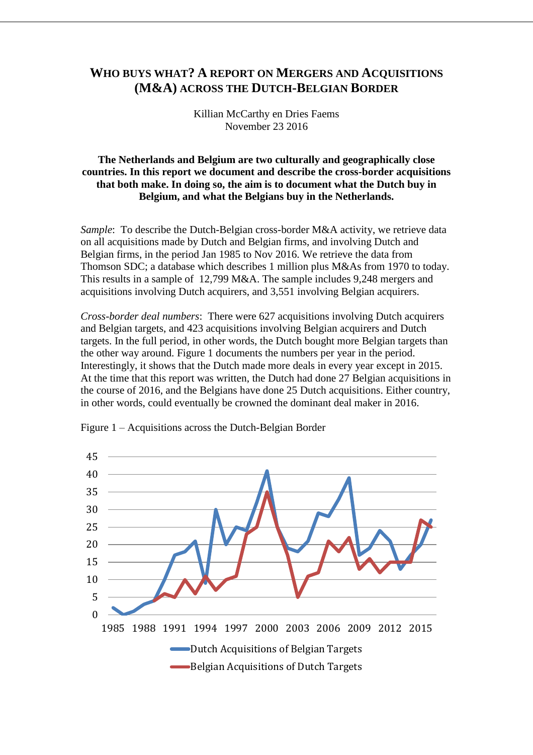# WHO BUYS WHAT? A REPORT ON MERGERS AND ACQUISITIONS (M&A) ACROSS THE DUTCH-BELGIAN BORDER

Killian McCarthy en Dries Faems
November 23 2016

**The Netherlands and Belgium are two culturally and geographically close countries. In this report we document and describe the cross-border acquisitions that both make. In doing so, the aim is to document what the Dutch buy in Belgium, and what the Belgians buy in the Netherlands.**

*Sample*: To describe the Dutch-Belgian cross-border M&A activity, we retrieve data on all acquisitions made by Dutch and Belgian firms, and involving Dutch and Belgian firms, in the period Jan 1985 to Nov 2016. We retrieve the data from Thomson SDC; a database which describes 1 million plus M&As from 1970 to today. This results in a sample of 12,799 M&A. The sample includes 9,248 mergers and acquisitions involving Dutch acquirers, and 3,551 involving Belgian acquirers.

*Cross-border deal numbers*: There were 627 acquisitions involving Dutch acquirers and Belgian targets, and 423 acquisitions involving Belgian acquirers and Dutch targets. In the full period, in other words, the Dutch bought more Belgian targets than the other way around. Figure 1 documents the numbers per year in the period. Interestingly, it shows that the Dutch made more deals in every year except in 2015. At the time that this report was written, the Dutch had done 27 Belgian acquisitions in the course of 2016, and the Belgians have done 25 Dutch acquisitions. Either country, in other words, could eventually be crowned the dominant deal maker in 2016.

Figure 1 – Acquisitions across the Dutch-Belgian Border

45
40
35
30
25
20
15
10
5
0

1985 1988 1991 1994 1997 2000 2003 2006 2009 2012 2015

Dutch Acquisitions of Belgian Targets

Belgian Acquisitions of Dutch Targets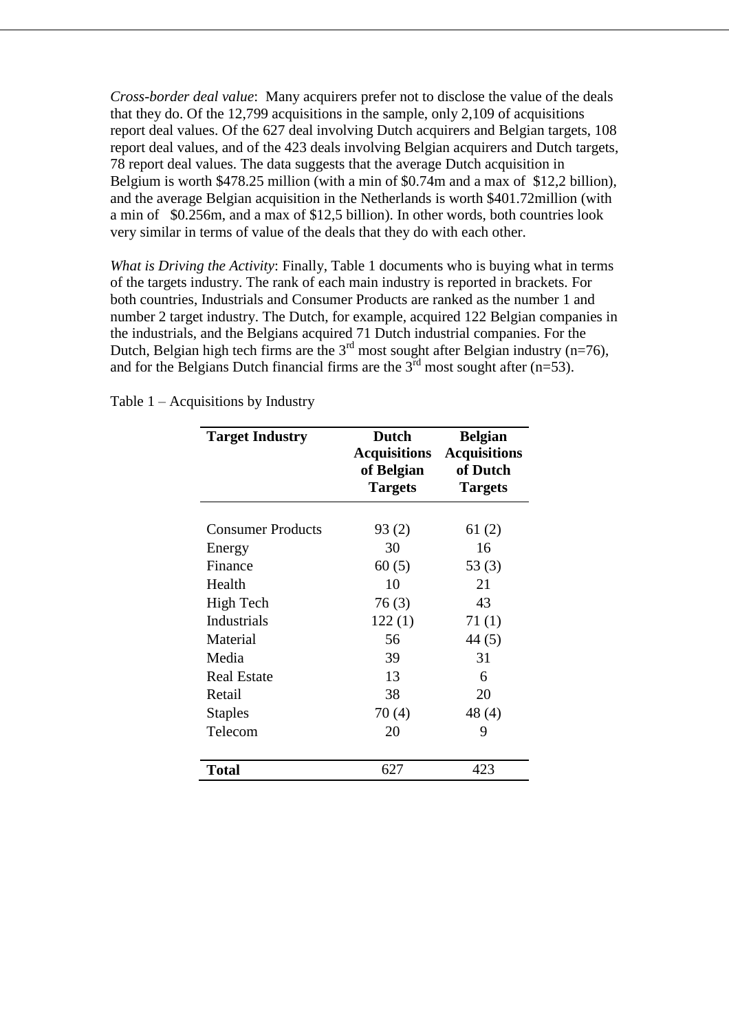*Cross-border deal value*: Many acquirers prefer not to disclose the value of the deals that they do. Of the 12,799 acquisitions in the sample, only 2,109 of acquisitions report deal values. Of the 627 deal involving Dutch acquirers and Belgian targets, 108 report deal values, and of the 423 deals involving Belgian acquirers and Dutch targets, 78 report deal values. The data suggests that the average Dutch acquisition in Belgium is worth $478.25 million (with a min of $0.74m and a max of $12,2 billion), and the average Belgian acquisition in the Netherlands is worth $401.72million (with a min of $0.256m, and a max of $12,5 billion). In other words, both countries look very similar in terms of value of the deals that they do with each other.

*What is Driving the Activity*: Finally, Table 1 documents who is buying what in terms of the targets industry. The rank of each main industry is reported in brackets. For both countries, Industrials and Consumer Products are ranked as the number 1 and number 2 target industry. The Dutch, for example, acquired 122 Belgian companies in the industrials, and the Belgians acquired 71 Dutch industrial companies. For the Dutch, Belgian high tech firms are the 3rd most sought after Belgian industry (n=76), and for the Belgians Dutch financial firms are the 3rd most sought after (n=53).

Table 1 – Acquisitions by Industry

| **Target Industry** | **Dutch Acquisitions of Belgian Targets** | **Belgian Acquisitions of Dutch Targets** |
|---|---|---|
| Consumer Products | 93 (2) | 61 (2) |
| Energy | 30 | 16 |
| Finance | 60 (5) | 53 (3) |
| Health | 10 | 21 |
| High Tech | 76 (3) | 43 |
| Industrials | 122 (1) | 71 (1) |
| Material | 56 | 44 (5) |
| Media | 39 | 31 |
| Real Estate | 13 | 6 |
| Retail | 38 | 20 |
| Staples | 70 (4) | 48 (4) |
| Telecom | 20 | 9 |
| **Total** | 627 | 423 |